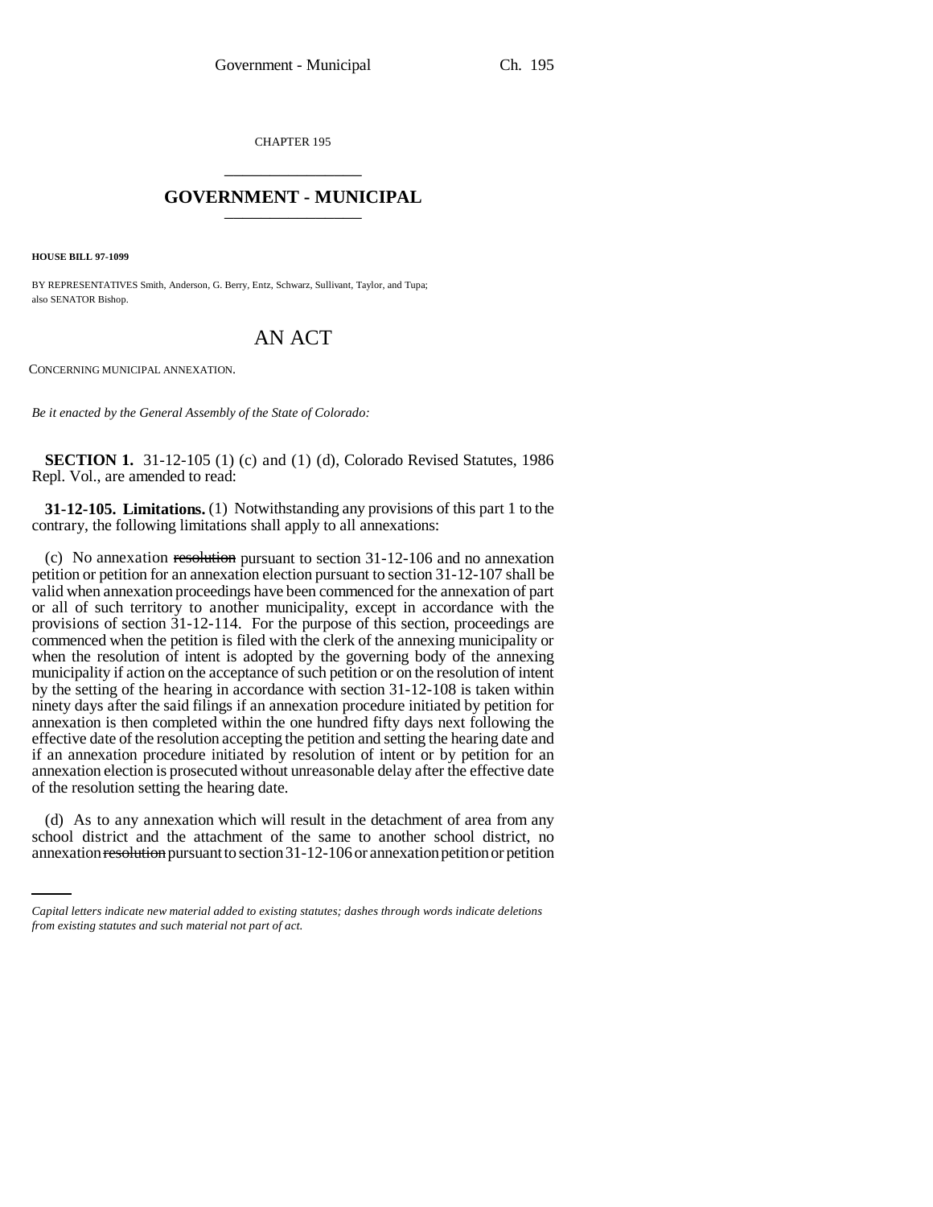CHAPTER 195

# GOVERNMENT - MUNICIPAL

**HOUSE BILL 97-1099**

BY REPRESENTATIVES Smith, Anderson, G. Berry, Entz, Schwarz, Sullivant, Taylor, and Tupa;
also SENATOR Bishop.

## AN ACT

CONCERNING MUNICIPAL ANNEXATION.

*Be it enacted by the General Assembly of the State of Colorado:*

**SECTION 1.** 31-12-105 (1) (c) and (1) (d), Colorado Revised Statutes, 1986 Repl. Vol., are amended to read:

**31-12-105. Limitations.** (1) Notwithstanding any provisions of this part 1 to the contrary, the following limitations shall apply to all annexations:

(c) No annexation ~~resolution~~ pursuant to section 31-12-106 and no annexation petition or petition for an annexation election pursuant to section 31-12-107 shall be valid when annexation proceedings have been commenced for the annexation of part or all of such territory to another municipality, except in accordance with the provisions of section 31-12-114. For the purpose of this section, proceedings are commenced when the petition is filed with the clerk of the annexing municipality or when the resolution of intent is adopted by the governing body of the annexing municipality if action on the acceptance of such petition or on the resolution of intent by the setting of the hearing in accordance with section 31-12-108 is taken within ninety days after the said filings if an annexation procedure initiated by petition for annexation is then completed within the one hundred fifty days next following the effective date of the resolution accepting the petition and setting the hearing date and if an annexation procedure initiated by resolution of intent or by petition for an annexation election is prosecuted without unreasonable delay after the effective date of the resolution setting the hearing date.

(d) As to any annexation which will result in the detachment of area from any school district and the attachment of the same to another school district, no annexation ~~resolution~~ pursuant to section 31-12-106 or annexation petition or petition

*Capital letters indicate new material added to existing statutes; dashes through words indicate deletions from existing statutes and such material not part of act.*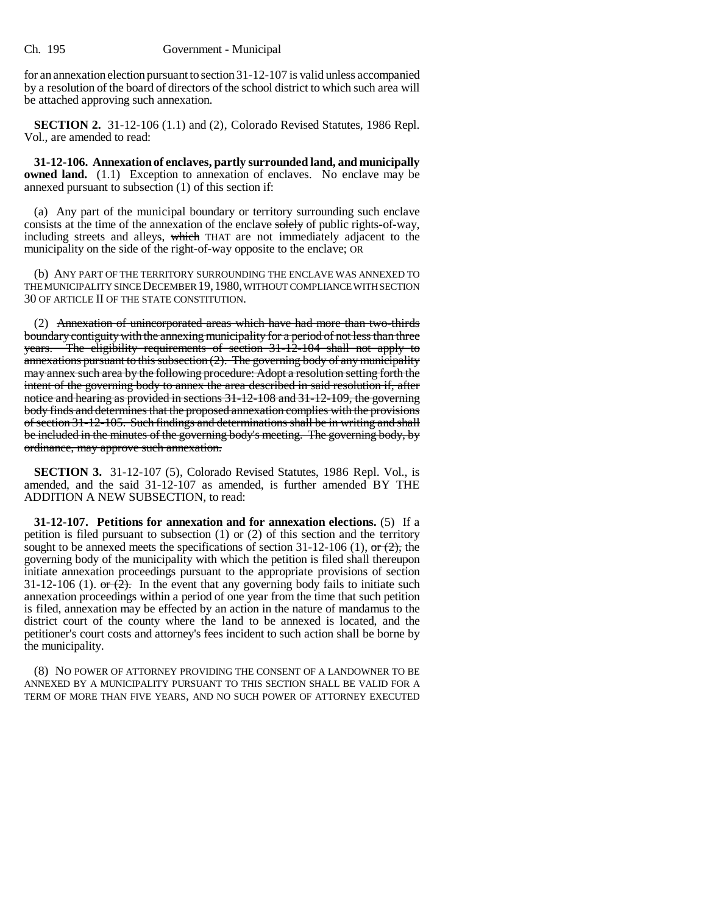for an annexation election pursuant to section 31-12-107 is valid unless accompanied by a resolution of the board of directors of the school district to which such area will be attached approving such annexation.

**SECTION 2.** 31-12-106 (1.1) and (2), Colorado Revised Statutes, 1986 Repl. Vol., are amended to read:

**31-12-106. Annexation of enclaves, partly surrounded land, and municipally owned land.** (1.1) Exception to annexation of enclaves. No enclave may be annexed pursuant to subsection (1) of this section if:

(a) Any part of the municipal boundary or territory surrounding such enclave consists at the time of the annexation of the enclave ~~solely~~ of public rights-of-way, including streets and alleys, ~~which~~ THAT are not immediately adjacent to the municipality on the side of the right-of-way opposite to the enclave; OR

(b) ANY PART OF THE TERRITORY SURROUNDING THE ENCLAVE WAS ANNEXED TO THE MUNICIPALITY SINCE DECEMBER 19, 1980, WITHOUT COMPLIANCE WITH SECTION 30 OF ARTICLE II OF THE STATE CONSTITUTION.

(2) ~~Annexation of unincorporated areas which have had more than two-thirds boundary contiguity with the annexing municipality for a period of not less than three years. The eligibility requirements of section 31-12-104 shall not apply to annexations pursuant to this subsection (2). The governing body of any municipality may annex such area by the following procedure: Adopt a resolution setting forth the intent of the governing body to annex the area described in said resolution if, after notice and hearing as provided in sections 31-12-108 and 31-12-109, the governing body finds and determines that the proposed annexation complies with the provisions of section 31-12-105. Such findings and determinations shall be in writing and shall be included in the minutes of the governing body's meeting. The governing body, by ordinance, may approve such annexation.~~

**SECTION 3.** 31-12-107 (5), Colorado Revised Statutes, 1986 Repl. Vol., is amended, and the said 31-12-107 as amended, is further amended BY THE ADDITION A NEW SUBSECTION, to read:

**31-12-107. Petitions for annexation and for annexation elections.** (5) If a petition is filed pursuant to subsection (1) or (2) of this section and the territory sought to be annexed meets the specifications of section 31-12-106 (1), ~~or (2),~~ the governing body of the municipality with which the petition is filed shall thereupon initiate annexation proceedings pursuant to the appropriate provisions of section 31-12-106 (1). ~~or (2).~~ In the event that any governing body fails to initiate such annexation proceedings within a period of one year from the time that such petition is filed, annexation may be effected by an action in the nature of mandamus to the district court of the county where the land to be annexed is located, and the petitioner's court costs and attorney's fees incident to such action shall be borne by the municipality.

(8) NO POWER OF ATTORNEY PROVIDING THE CONSENT OF A LANDOWNER TO BE ANNEXED BY A MUNICIPALITY PURSUANT TO THIS SECTION SHALL BE VALID FOR A TERM OF MORE THAN FIVE YEARS, AND NO SUCH POWER OF ATTORNEY EXECUTED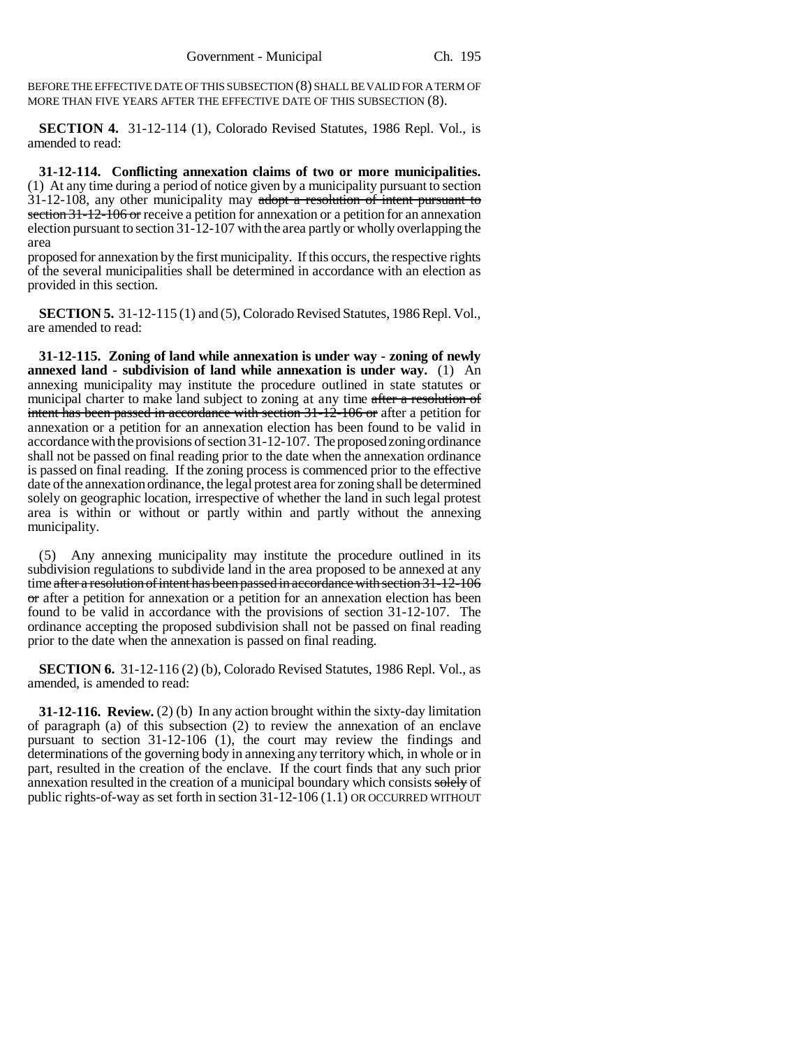BEFORE THE EFFECTIVE DATE OF THIS SUBSECTION (8) SHALL BE VALID FOR A TERM OF MORE THAN FIVE YEARS AFTER THE EFFECTIVE DATE OF THIS SUBSECTION (8).

**SECTION 4.** 31-12-114 (1), Colorado Revised Statutes, 1986 Repl. Vol., is amended to read:

**31-12-114. Conflicting annexation claims of two or more municipalities.** (1) At any time during a period of notice given by a municipality pursuant to section 31-12-108, any other municipality may ~~adopt a resolution of intent pursuant to section 31-12-106 or~~ receive a petition for annexation or a petition for an annexation election pursuant to section 31-12-107 with the area partly or wholly overlapping the area proposed for annexation by the first municipality. If this occurs, the respective rights of the several municipalities shall be determined in accordance with an election as provided in this section.

**SECTION 5.** 31-12-115 (1) and (5), Colorado Revised Statutes, 1986 Repl. Vol., are amended to read:

**31-12-115. Zoning of land while annexation is under way - zoning of newly annexed land - subdivision of land while annexation is under way.** (1) An annexing municipality may institute the procedure outlined in state statutes or municipal charter to make land subject to zoning at any time ~~after a resolution of intent has been passed in accordance with section 31-12-106 or~~ after a petition for annexation or a petition for an annexation election has been found to be valid in accordance with the provisions of section 31-12-107. The proposed zoning ordinance shall not be passed on final reading prior to the date when the annexation ordinance is passed on final reading. If the zoning process is commenced prior to the effective date of the annexation ordinance, the legal protest area for zoning shall be determined solely on geographic location, irrespective of whether the land in such legal protest area is within or without or partly within and partly without the annexing municipality.

(5) Any annexing municipality may institute the procedure outlined in its subdivision regulations to subdivide land in the area proposed to be annexed at any time ~~after a resolution of intent has been passed in accordance with section 31-12-106 or~~ after a petition for annexation or a petition for an annexation election has been found to be valid in accordance with the provisions of section 31-12-107. The ordinance accepting the proposed subdivision shall not be passed on final reading prior to the date when the annexation is passed on final reading.

**SECTION 6.** 31-12-116 (2) (b), Colorado Revised Statutes, 1986 Repl. Vol., as amended, is amended to read:

**31-12-116. Review.** (2) (b) In any action brought within the sixty-day limitation of paragraph (a) of this subsection (2) to review the annexation of an enclave pursuant to section 31-12-106 (1), the court may review the findings and determinations of the governing body in annexing any territory which, in whole or in part, resulted in the creation of the enclave. If the court finds that any such prior annexation resulted in the creation of a municipal boundary which consists ~~solely~~ of public rights-of-way as set forth in section 31-12-106 (1.1) OR OCCURRED WITHOUT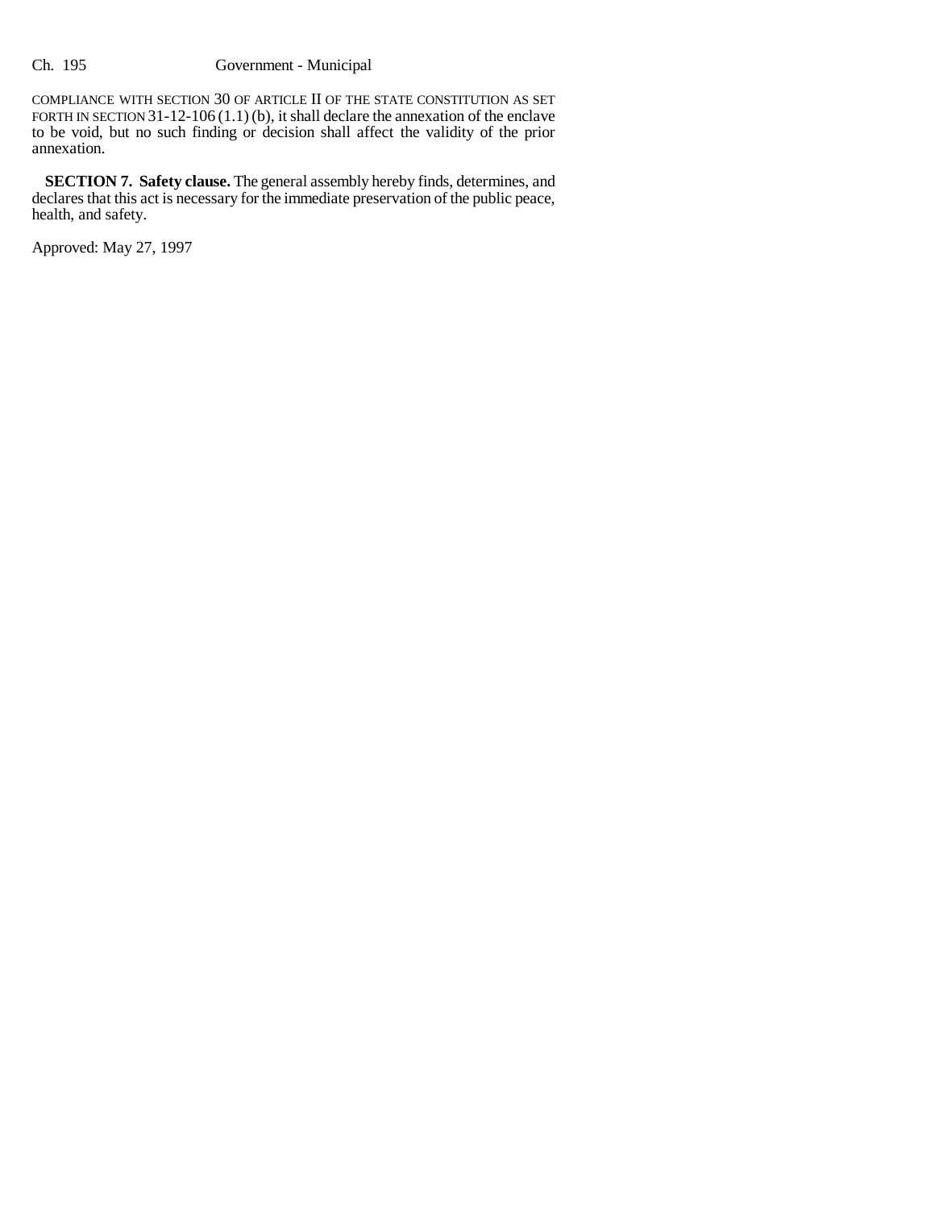COMPLIANCE WITH SECTION 30 OF ARTICLE II OF THE STATE CONSTITUTION AS SET FORTH IN SECTION 31-12-106 (1.1) (b), it shall declare the annexation of the enclave to be void, but no such finding or decision shall affect the validity of the prior annexation.

**SECTION 7. Safety clause.** The general assembly hereby finds, determines, and declares that this act is necessary for the immediate preservation of the public peace, health, and safety.

Approved: May 27, 1997